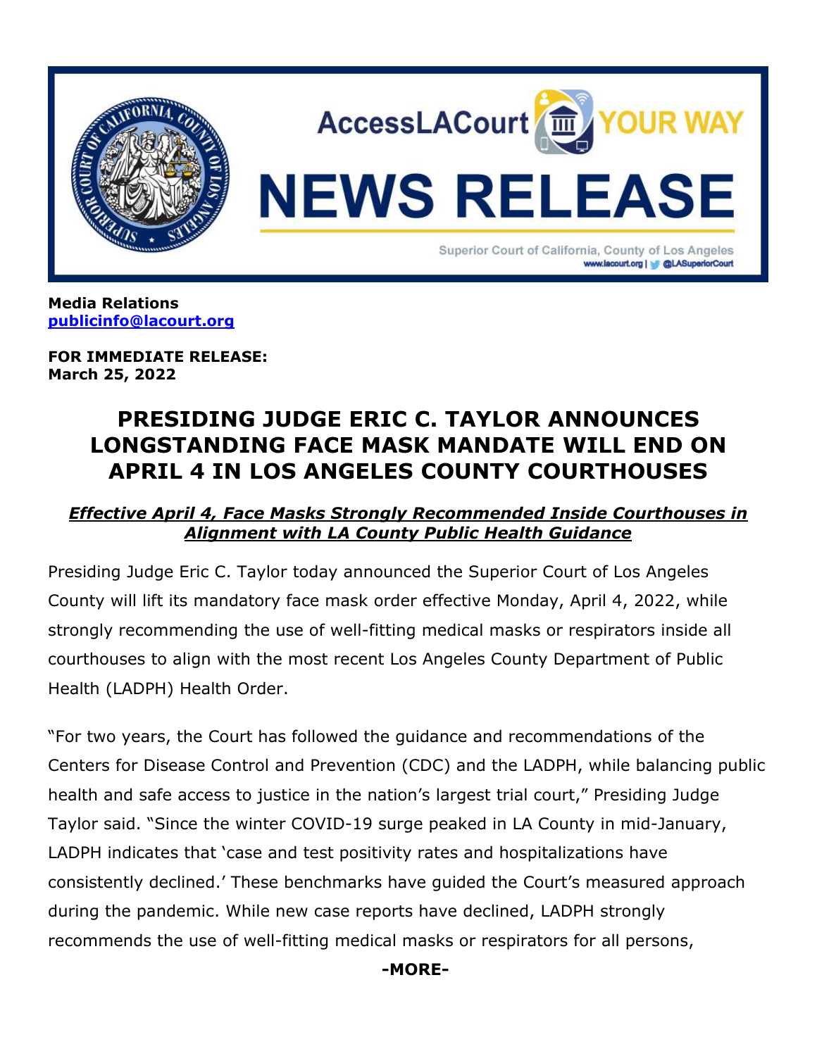AccessLACourt YOUR WAY

# NEWS RELEASE

Superior Court of California, County of Los Angeles
www.lacourt.org | @LASuperiorCourt

**Media Relations**
**publicinfo@lacourt.org**

**FOR IMMEDIATE RELEASE:**
**March 25, 2022**

## PRESIDING JUDGE ERIC C. TAYLOR ANNOUNCES LONGSTANDING FACE MASK MANDATE WILL END ON APRIL 4 IN LOS ANGELES COUNTY COURTHOUSES

***Effective April 4, Face Masks Strongly Recommended Inside Courthouses in Alignment with LA County Public Health Guidance***

Presiding Judge Eric C. Taylor today announced the Superior Court of Los Angeles County will lift its mandatory face mask order effective Monday, April 4, 2022, while strongly recommending the use of well-fitting medical masks or respirators inside all courthouses to align with the most recent Los Angeles County Department of Public Health (LADPH) Health Order.

"For two years, the Court has followed the guidance and recommendations of the Centers for Disease Control and Prevention (CDC) and the LADPH, while balancing public health and safe access to justice in the nation's largest trial court," Presiding Judge Taylor said. "Since the winter COVID-19 surge peaked in LA County in mid-January, LADPH indicates that 'case and test positivity rates and hospitalizations have consistently declined.' These benchmarks have guided the Court's measured approach during the pandemic. While new case reports have declined, LADPH strongly recommends the use of well-fitting medical masks or respirators for all persons,

**-MORE-**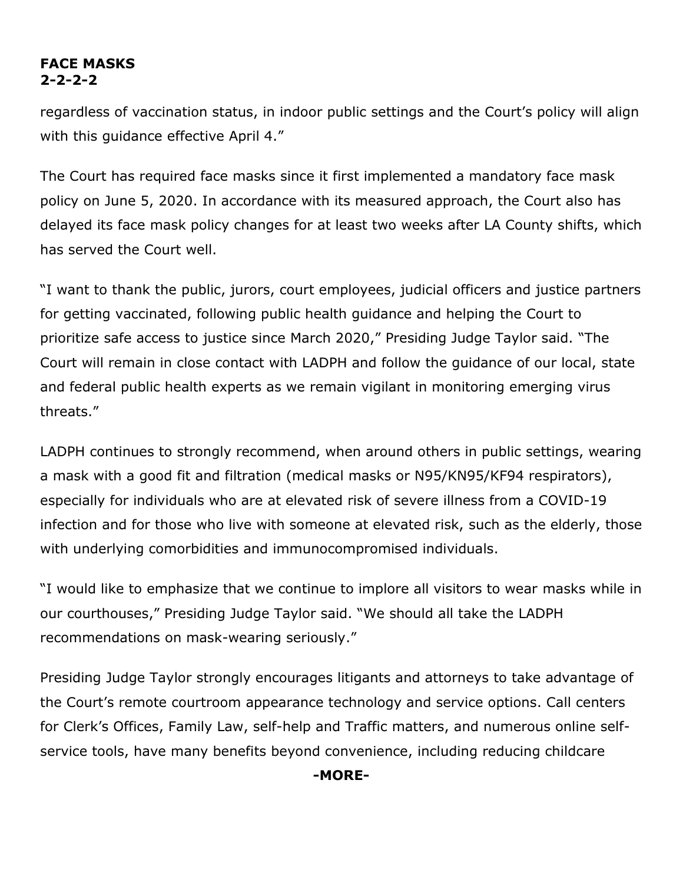regardless of vaccination status, in indoor public settings and the Court's policy will align with this guidance effective April 4."

The Court has required face masks since it first implemented a mandatory face mask policy on June 5, 2020. In accordance with its measured approach, the Court also has delayed its face mask policy changes for at least two weeks after LA County shifts, which has served the Court well.

"I want to thank the public, jurors, court employees, judicial officers and justice partners for getting vaccinated, following public health guidance and helping the Court to prioritize safe access to justice since March 2020," Presiding Judge Taylor said. "The Court will remain in close contact with LADPH and follow the guidance of our local, state and federal public health experts as we remain vigilant in monitoring emerging virus threats."

LADPH continues to strongly recommend, when around others in public settings, wearing a mask with a good fit and filtration (medical masks or N95/KN95/KF94 respirators), especially for individuals who are at elevated risk of severe illness from a COVID-19 infection and for those who live with someone at elevated risk, such as the elderly, those with underlying comorbidities and immunocompromised individuals.

"I would like to emphasize that we continue to implore all visitors to wear masks while in our courthouses," Presiding Judge Taylor said. "We should all take the LADPH recommendations on mask-wearing seriously."

Presiding Judge Taylor strongly encourages litigants and attorneys to take advantage of the Court's remote courtroom appearance technology and service options. Call centers for Clerk's Offices, Family Law, self-help and Traffic matters, and numerous online self-service tools, have many benefits beyond convenience, including reducing childcare

**-MORE-**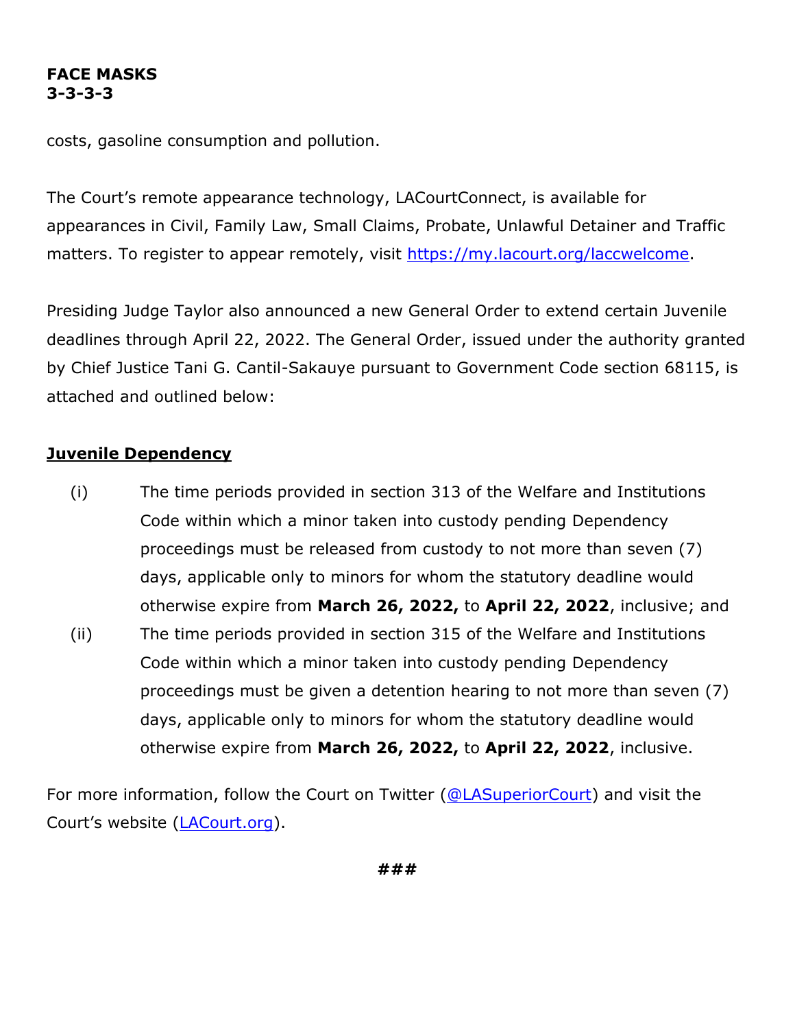costs, gasoline consumption and pollution.

The Court's remote appearance technology, LACourtConnect, is available for appearances in Civil, Family Law, Small Claims, Probate, Unlawful Detainer and Traffic matters. To register to appear remotely, visit [https://my.lacourt.org/laccwelcome](https://my.lacourt.org/laccwelcome).

Presiding Judge Taylor also announced a new General Order to extend certain Juvenile deadlines through April 22, 2022. The General Order, issued under the authority granted by Chief Justice Tani G. Cantil-Sakauye pursuant to Government Code section 68115, is attached and outlined below:

## Juvenile Dependency

(i) The time periods provided in section 313 of the Welfare and Institutions Code within which a minor taken into custody pending Dependency proceedings must be released from custody to not more than seven (7) days, applicable only to minors for whom the statutory deadline would otherwise expire from **March 26, 2022,** to **April 22, 2022**, inclusive; and

(ii) The time periods provided in section 315 of the Welfare and Institutions Code within which a minor taken into custody pending Dependency proceedings must be given a detention hearing to not more than seven (7) days, applicable only to minors for whom the statutory deadline would otherwise expire from **March 26, 2022,** to **April 22, 2022**, inclusive.

For more information, follow the Court on Twitter ([@LASuperiorCourt](@LASuperiorCourt)) and visit the Court's website ([LACourt.org](LACourt.org)).

**###**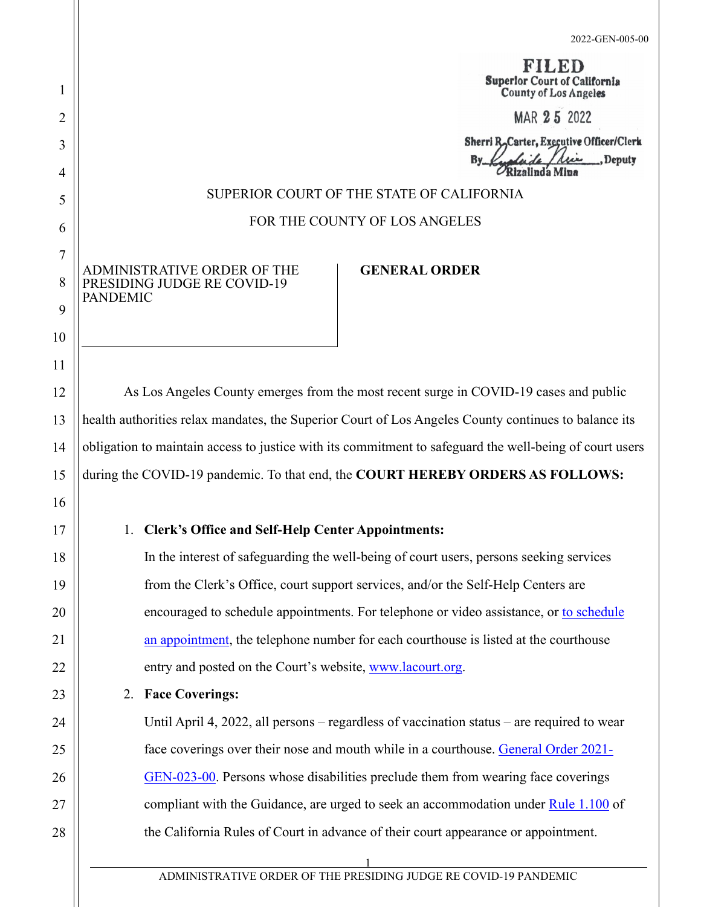2022-GEN-005-00

**FILED**
Superior Court of California
County of Los Angeles

MAR 25 2022

Sherri R. Carter, Executive Officer/Clerk
By Rizalinda Mina, Deputy

SUPERIOR COURT OF THE STATE OF CALIFORNIA

FOR THE COUNTY OF LOS ANGELES

ADMINISTRATIVE ORDER OF THE PRESIDING JUDGE RE COVID-19 PANDEMIC

**GENERAL ORDER**

As Los Angeles County emerges from the most recent surge in COVID-19 cases and public health authorities relax mandates, the Superior Court of Los Angeles County continues to balance its obligation to maintain access to justice with its commitment to safeguard the well-being of court users during the COVID-19 pandemic. To that end, the **COURT HEREBY ORDERS AS FOLLOWS:**

1. **Clerk's Office and Self-Help Center Appointments:**
   In the interest of safeguarding the well-being of court users, persons seeking services from the Clerk's Office, court support services, and/or the Self-Help Centers are encouraged to schedule appointments. For telephone or video assistance, or to schedule an appointment, the telephone number for each courthouse is listed at the courthouse entry and posted on the Court's website, www.lacourt.org.

2. **Face Coverings:**
   Until April 4, 2022, all persons – regardless of vaccination status – are required to wear face coverings over their nose and mouth while in a courthouse. General Order 2021-GEN-023-00. Persons whose disabilities preclude them from wearing face coverings compliant with the Guidance, are urged to seek an accommodation under Rule 1.100 of the California Rules of Court in advance of their court appearance or appointment.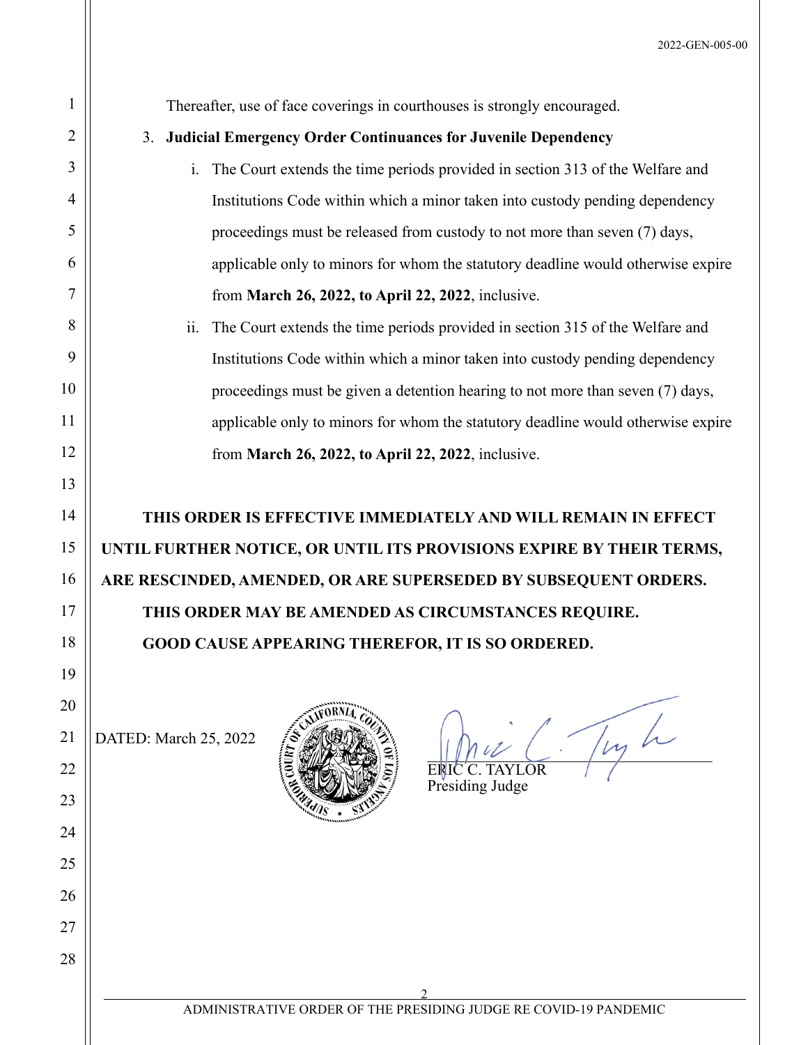Thereafter, use of face coverings in courthouses is strongly encouraged.

3. **Judicial Emergency Order Continuances for Juvenile Dependency**

   i. The Court extends the time periods provided in section 313 of the Welfare and Institutions Code within which a minor taken into custody pending dependency proceedings must be released from custody to not more than seven (7) days, applicable only to minors for whom the statutory deadline would otherwise expire from **March 26, 2022, to April 22, 2022**, inclusive.

   ii. The Court extends the time periods provided in section 315 of the Welfare and Institutions Code within which a minor taken into custody pending dependency proceedings must be given a detention hearing to not more than seven (7) days, applicable only to minors for whom the statutory deadline would otherwise expire from **March 26, 2022, to April 22, 2022**, inclusive.

**THIS ORDER IS EFFECTIVE IMMEDIATELY AND WILL REMAIN IN EFFECT UNTIL FURTHER NOTICE, OR UNTIL ITS PROVISIONS EXPIRE BY THEIR TERMS, ARE RESCINDED, AMENDED, OR ARE SUPERSEDED BY SUBSEQUENT ORDERS.**

**THIS ORDER MAY BE AMENDED AS CIRCUMSTANCES REQUIRE.**

**GOOD CAUSE APPEARING THEREFOR, IT IS SO ORDERED.**

DATED: March 25, 2022

ERIC C. TAYLOR
Presiding Judge